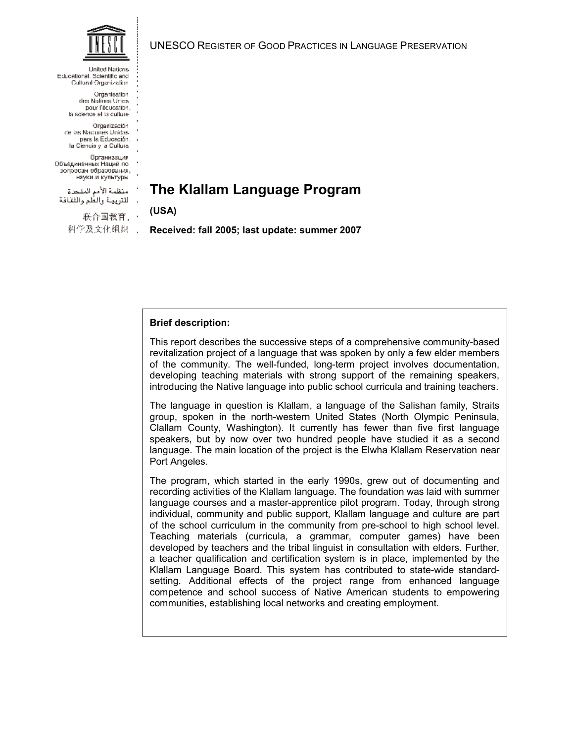UNESCO REGISTER OF GOOD PRACTICES IN LANGUAGE PRESERVATION

United Nations Educational, Scientific and Cultural Organization

Organisation des Nations Unies pour l'éducation, la science et la culture

Organización de las Naciones Unidas para la Educación, la Ciencia y la Cultura

Организация Объединенных Наций по вопросам образования, науки и культуры

منظمة الأمم المتحدة للتربية والعلم والثقافة

联合国教育、科学及文化组织

# The Klallam Language Program

**(USA)**

**Received: fall 2005; last update: summer 2007**

**Brief description:**

This report describes the successive steps of a comprehensive community-based revitalization project of a language that was spoken by only a few elder members of the community. The well-funded, long-term project involves documentation, developing teaching materials with strong support of the remaining speakers, introducing the Native language into public school curricula and training teachers.

The language in question is Klallam, a language of the Salishan family, Straits group, spoken in the north-western United States (North Olympic Peninsula, Clallam County, Washington). It currently has fewer than five first language speakers, but by now over two hundred people have studied it as a second language. The main location of the project is the Elwha Klallam Reservation near Port Angeles.

The program, which started in the early 1990s, grew out of documenting and recording activities of the Klallam language. The foundation was laid with summer language courses and a master-apprentice pilot program. Today, through strong individual, community and public support, Klallam language and culture are part of the school curriculum in the community from pre-school to high school level. Teaching materials (curricula, a grammar, computer games) have been developed by teachers and the tribal linguist in consultation with elders. Further, a teacher qualification and certification system is in place, implemented by the Klallam Language Board. This system has contributed to state-wide standard-setting. Additional effects of the project range from enhanced language competence and school success of Native American students to empowering communities, establishing local networks and creating employment.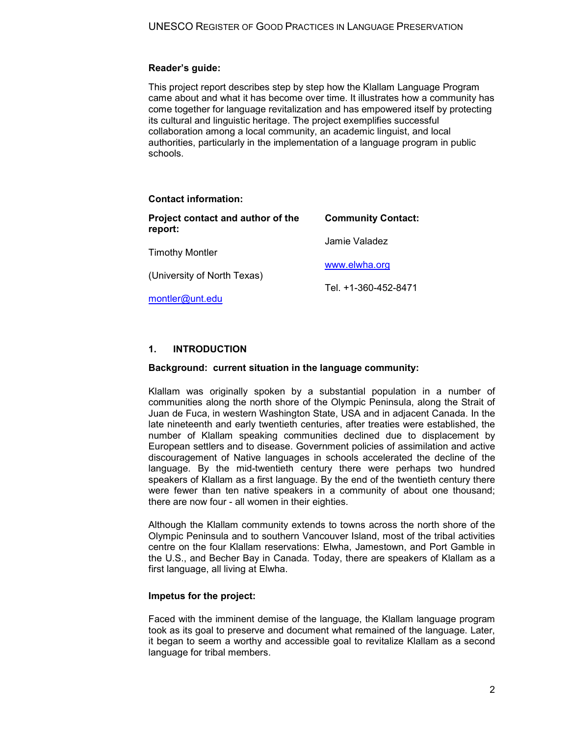**Reader's guide:**

This project report describes step by step how the Klallam Language Program came about and what it has become over time. It illustrates how a community has come together for language revitalization and has empowered itself by protecting its cultural and linguistic heritage. The project exemplifies successful collaboration among a local community, an academic linguist, and local authorities, particularly in the implementation of a language program in public schools.

**Contact information:**

| **Project contact and author of the report:** | **Community Contact:** |
| --- | --- |
| Timothy Montler | Jamie Valadez |
| (University of North Texas) | www.elwha.org |
| montler@unt.edu | Tel. +1-360-452-8471 |

## 1. INTRODUCTION

**Background: current situation in the language community:**

Klallam was originally spoken by a substantial population in a number of communities along the north shore of the Olympic Peninsula, along the Strait of Juan de Fuca, in western Washington State, USA and in adjacent Canada. In the late nineteenth and early twentieth centuries, after treaties were established, the number of Klallam speaking communities declined due to displacement by European settlers and to disease. Government policies of assimilation and active discouragement of Native languages in schools accelerated the decline of the language. By the mid-twentieth century there were perhaps two hundred speakers of Klallam as a first language. By the end of the twentieth century there were fewer than ten native speakers in a community of about one thousand; there are now four - all women in their eighties.

Although the Klallam community extends to towns across the north shore of the Olympic Peninsula and to southern Vancouver Island, most of the tribal activities centre on the four Klallam reservations: Elwha, Jamestown, and Port Gamble in the U.S., and Becher Bay in Canada. Today, there are speakers of Klallam as a first language, all living at Elwha.

**Impetus for the project:**

Faced with the imminent demise of the language, the Klallam language program took as its goal to preserve and document what remained of the language. Later, it began to seem a worthy and accessible goal to revitalize Klallam as a second language for tribal members.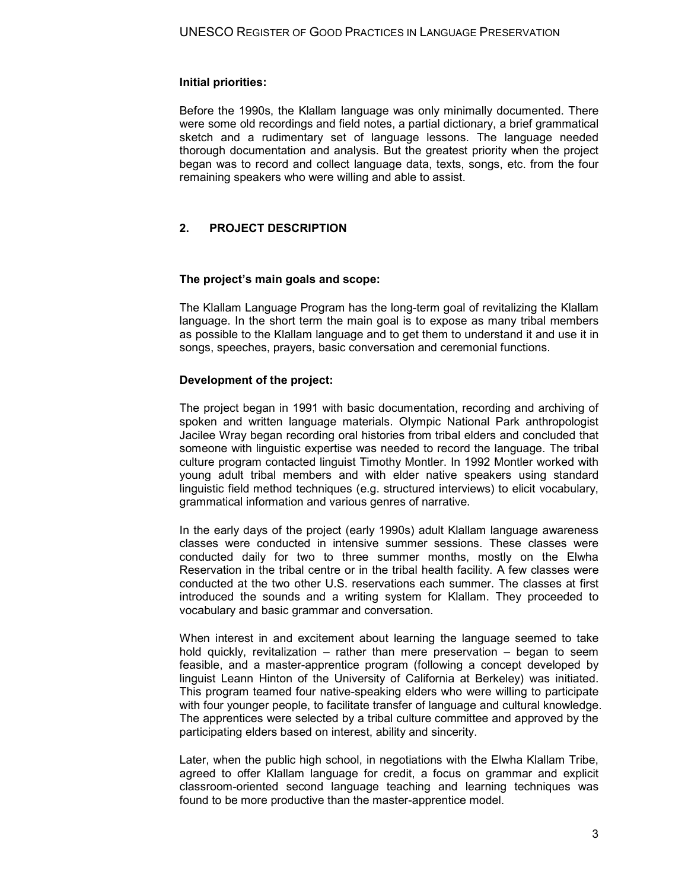**Initial priorities:**

Before the 1990s, the Klallam language was only minimally documented. There were some old recordings and field notes, a partial dictionary, a brief grammatical sketch and a rudimentary set of language lessons. The language needed thorough documentation and analysis. But the greatest priority when the project began was to record and collect language data, texts, songs, etc. from the four remaining speakers who were willing and able to assist.

## 2. PROJECT DESCRIPTION

**The project's main goals and scope:**

The Klallam Language Program has the long-term goal of revitalizing the Klallam language. In the short term the main goal is to expose as many tribal members as possible to the Klallam language and to get them to understand it and use it in songs, speeches, prayers, basic conversation and ceremonial functions.

**Development of the project:**

The project began in 1991 with basic documentation, recording and archiving of spoken and written language materials. Olympic National Park anthropologist Jacilee Wray began recording oral histories from tribal elders and concluded that someone with linguistic expertise was needed to record the language. The tribal culture program contacted linguist Timothy Montler. In 1992 Montler worked with young adult tribal members and with elder native speakers using standard linguistic field method techniques (e.g. structured interviews) to elicit vocabulary, grammatical information and various genres of narrative.

In the early days of the project (early 1990s) adult Klallam language awareness classes were conducted in intensive summer sessions. These classes were conducted daily for two to three summer months, mostly on the Elwha Reservation in the tribal centre or in the tribal health facility. A few classes were conducted at the two other U.S. reservations each summer. The classes at first introduced the sounds and a writing system for Klallam. They proceeded to vocabulary and basic grammar and conversation.

When interest in and excitement about learning the language seemed to take hold quickly, revitalization – rather than mere preservation – began to seem feasible, and a master-apprentice program (following a concept developed by linguist Leann Hinton of the University of California at Berkeley) was initiated. This program teamed four native-speaking elders who were willing to participate with four younger people, to facilitate transfer of language and cultural knowledge. The apprentices were selected by a tribal culture committee and approved by the participating elders based on interest, ability and sincerity.

Later, when the public high school, in negotiations with the Elwha Klallam Tribe, agreed to offer Klallam language for credit, a focus on grammar and explicit classroom-oriented second language teaching and learning techniques was found to be more productive than the master-apprentice model.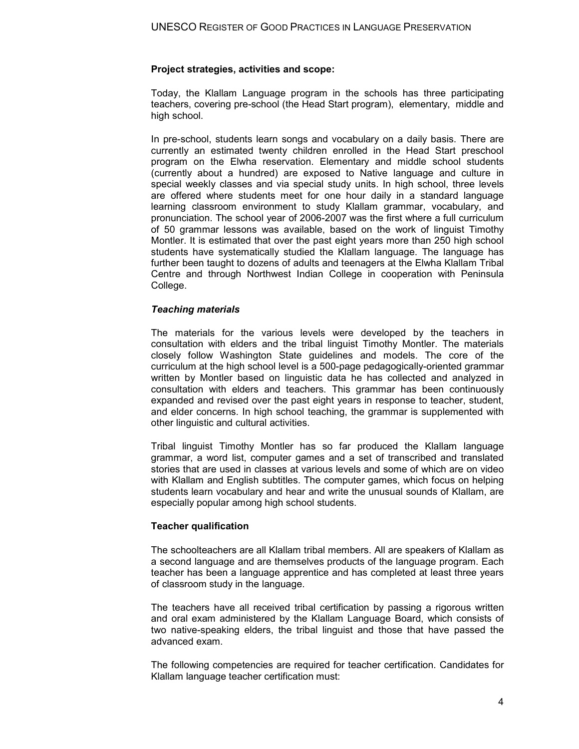**Project strategies, activities and scope:**

Today, the Klallam Language program in the schools has three participating teachers, covering pre-school (the Head Start program), elementary, middle and high school.

In pre-school, students learn songs and vocabulary on a daily basis. There are currently an estimated twenty children enrolled in the Head Start preschool program on the Elwha reservation. Elementary and middle school students (currently about a hundred) are exposed to Native language and culture in special weekly classes and via special study units. In high school, three levels are offered where students meet for one hour daily in a standard language learning classroom environment to study Klallam grammar, vocabulary, and pronunciation. The school year of 2006-2007 was the first where a full curriculum of 50 grammar lessons was available, based on the work of linguist Timothy Montler. It is estimated that over the past eight years more than 250 high school students have systematically studied the Klallam language. The language has further been taught to dozens of adults and teenagers at the Elwha Klallam Tribal Centre and through Northwest Indian College in cooperation with Peninsula College.

***Teaching materials***

The materials for the various levels were developed by the teachers in consultation with elders and the tribal linguist Timothy Montler. The materials closely follow Washington State guidelines and models. The core of the curriculum at the high school level is a 500-page pedagogically-oriented grammar written by Montler based on linguistic data he has collected and analyzed in consultation with elders and teachers. This grammar has been continuously expanded and revised over the past eight years in response to teacher, student, and elder concerns. In high school teaching, the grammar is supplemented with other linguistic and cultural activities.

Tribal linguist Timothy Montler has so far produced the Klallam language grammar, a word list, computer games and a set of transcribed and translated stories that are used in classes at various levels and some of which are on video with Klallam and English subtitles. The computer games, which focus on helping students learn vocabulary and hear and write the unusual sounds of Klallam, are especially popular among high school students.

**Teacher qualification**

The schoolteachers are all Klallam tribal members. All are speakers of Klallam as a second language and are themselves products of the language program. Each teacher has been a language apprentice and has completed at least three years of classroom study in the language.

The teachers have all received tribal certification by passing a rigorous written and oral exam administered by the Klallam Language Board, which consists of two native-speaking elders, the tribal linguist and those that have passed the advanced exam.

The following competencies are required for teacher certification. Candidates for Klallam language teacher certification must: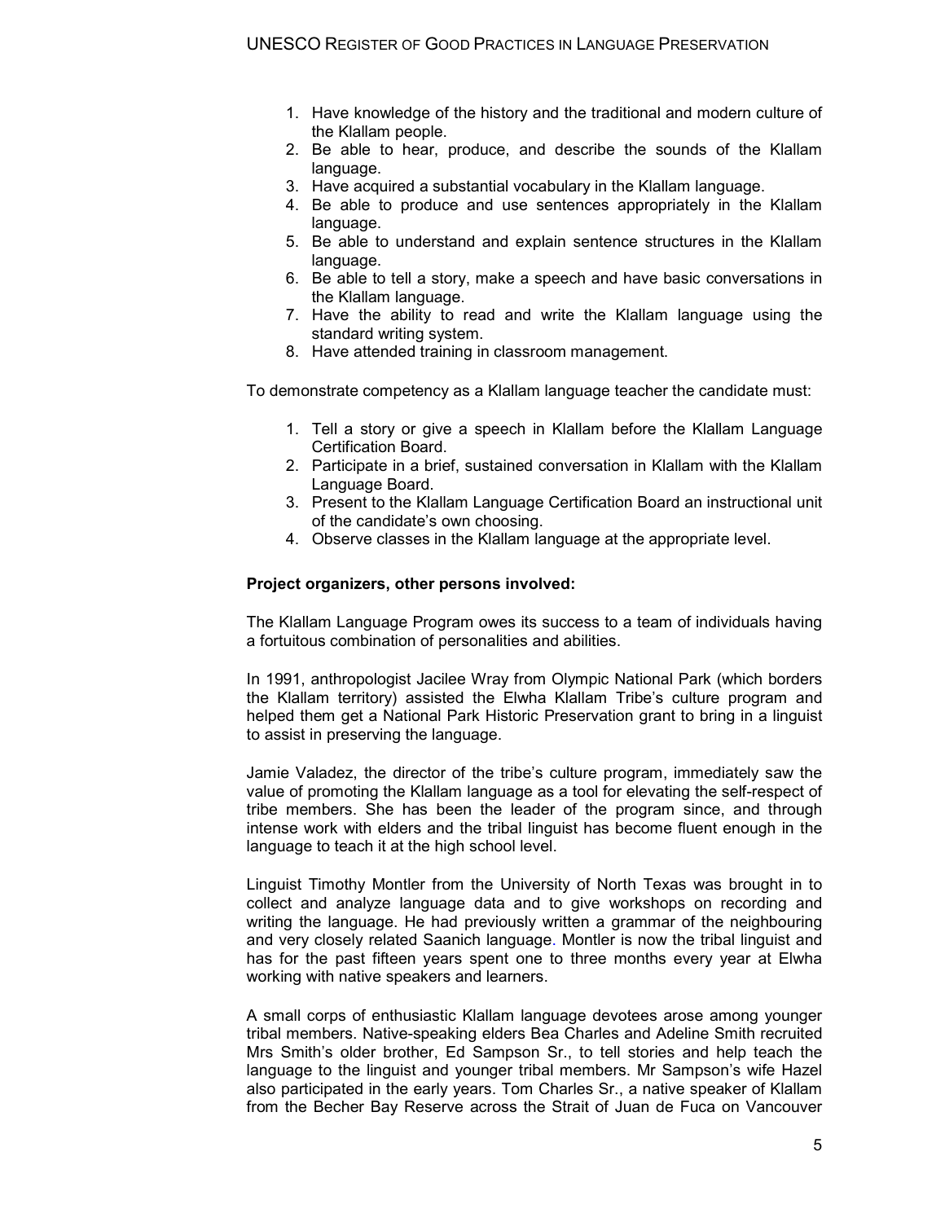1. Have knowledge of the history and the traditional and modern culture of the Klallam people.
2. Be able to hear, produce, and describe the sounds of the Klallam language.
3. Have acquired a substantial vocabulary in the Klallam language.
4. Be able to produce and use sentences appropriately in the Klallam language.
5. Be able to understand and explain sentence structures in the Klallam language.
6. Be able to tell a story, make a speech and have basic conversations in the Klallam language.
7. Have the ability to read and write the Klallam language using the standard writing system.
8. Have attended training in classroom management.

To demonstrate competency as a Klallam language teacher the candidate must:

1. Tell a story or give a speech in Klallam before the Klallam Language Certification Board.
2. Participate in a brief, sustained conversation in Klallam with the Klallam Language Board.
3. Present to the Klallam Language Certification Board an instructional unit of the candidate's own choosing.
4. Observe classes in the Klallam language at the appropriate level.

**Project organizers, other persons involved:**

The Klallam Language Program owes its success to a team of individuals having a fortuitous combination of personalities and abilities.

In 1991, anthropologist Jacilee Wray from Olympic National Park (which borders the Klallam territory) assisted the Elwha Klallam Tribe's culture program and helped them get a National Park Historic Preservation grant to bring in a linguist to assist in preserving the language.

Jamie Valadez, the director of the tribe's culture program, immediately saw the value of promoting the Klallam language as a tool for elevating the self-respect of tribe members. She has been the leader of the program since, and through intense work with elders and the tribal linguist has become fluent enough in the language to teach it at the high school level.

Linguist Timothy Montler from the University of North Texas was brought in to collect and analyze language data and to give workshops on recording and writing the language. He had previously written a grammar of the neighbouring and very closely related Saanich language. Montler is now the tribal linguist and has for the past fifteen years spent one to three months every year at Elwha working with native speakers and learners.

A small corps of enthusiastic Klallam language devotees arose among younger tribal members. Native-speaking elders Bea Charles and Adeline Smith recruited Mrs Smith's older brother, Ed Sampson Sr., to tell stories and help teach the language to the linguist and younger tribal members. Mr Sampson's wife Hazel also participated in the early years. Tom Charles Sr., a native speaker of Klallam from the Becher Bay Reserve across the Strait of Juan de Fuca on Vancouver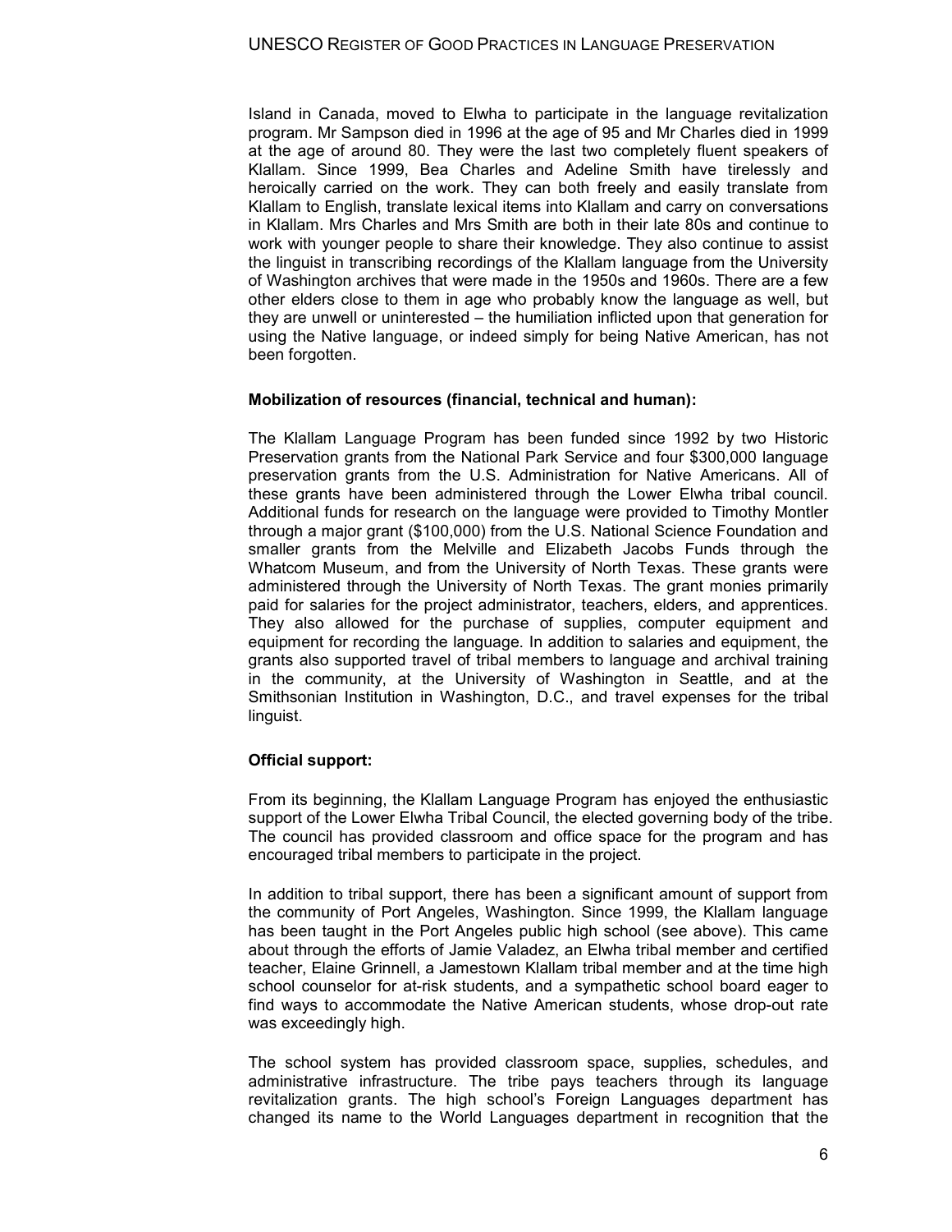Island in Canada, moved to Elwha to participate in the language revitalization program. Mr Sampson died in 1996 at the age of 95 and Mr Charles died in 1999 at the age of around 80. They were the last two completely fluent speakers of Klallam. Since 1999, Bea Charles and Adeline Smith have tirelessly and heroically carried on the work. They can both freely and easily translate from Klallam to English, translate lexical items into Klallam and carry on conversations in Klallam. Mrs Charles and Mrs Smith are both in their late 80s and continue to work with younger people to share their knowledge. They also continue to assist the linguist in transcribing recordings of the Klallam language from the University of Washington archives that were made in the 1950s and 1960s. There are a few other elders close to them in age who probably know the language as well, but they are unwell or uninterested – the humiliation inflicted upon that generation for using the Native language, or indeed simply for being Native American, has not been forgotten.

**Mobilization of resources (financial, technical and human):**

The Klallam Language Program has been funded since 1992 by two Historic Preservation grants from the National Park Service and four $300,000 language preservation grants from the U.S. Administration for Native Americans. All of these grants have been administered through the Lower Elwha tribal council. Additional funds for research on the language were provided to Timothy Montler through a major grant ($100,000) from the U.S. National Science Foundation and smaller grants from the Melville and Elizabeth Jacobs Funds through the Whatcom Museum, and from the University of North Texas. These grants were administered through the University of North Texas. The grant monies primarily paid for salaries for the project administrator, teachers, elders, and apprentices. They also allowed for the purchase of supplies, computer equipment and equipment for recording the language. In addition to salaries and equipment, the grants also supported travel of tribal members to language and archival training in the community, at the University of Washington in Seattle, and at the Smithsonian Institution in Washington, D.C., and travel expenses for the tribal linguist.

**Official support:**

From its beginning, the Klallam Language Program has enjoyed the enthusiastic support of the Lower Elwha Tribal Council, the elected governing body of the tribe. The council has provided classroom and office space for the program and has encouraged tribal members to participate in the project.

In addition to tribal support, there has been a significant amount of support from the community of Port Angeles, Washington. Since 1999, the Klallam language has been taught in the Port Angeles public high school (see above). This came about through the efforts of Jamie Valadez, an Elwha tribal member and certified teacher, Elaine Grinnell, a Jamestown Klallam tribal member and at the time high school counselor for at-risk students, and a sympathetic school board eager to find ways to accommodate the Native American students, whose drop-out rate was exceedingly high.

The school system has provided classroom space, supplies, schedules, and administrative infrastructure. The tribe pays teachers through its language revitalization grants. The high school's Foreign Languages department has changed its name to the World Languages department in recognition that the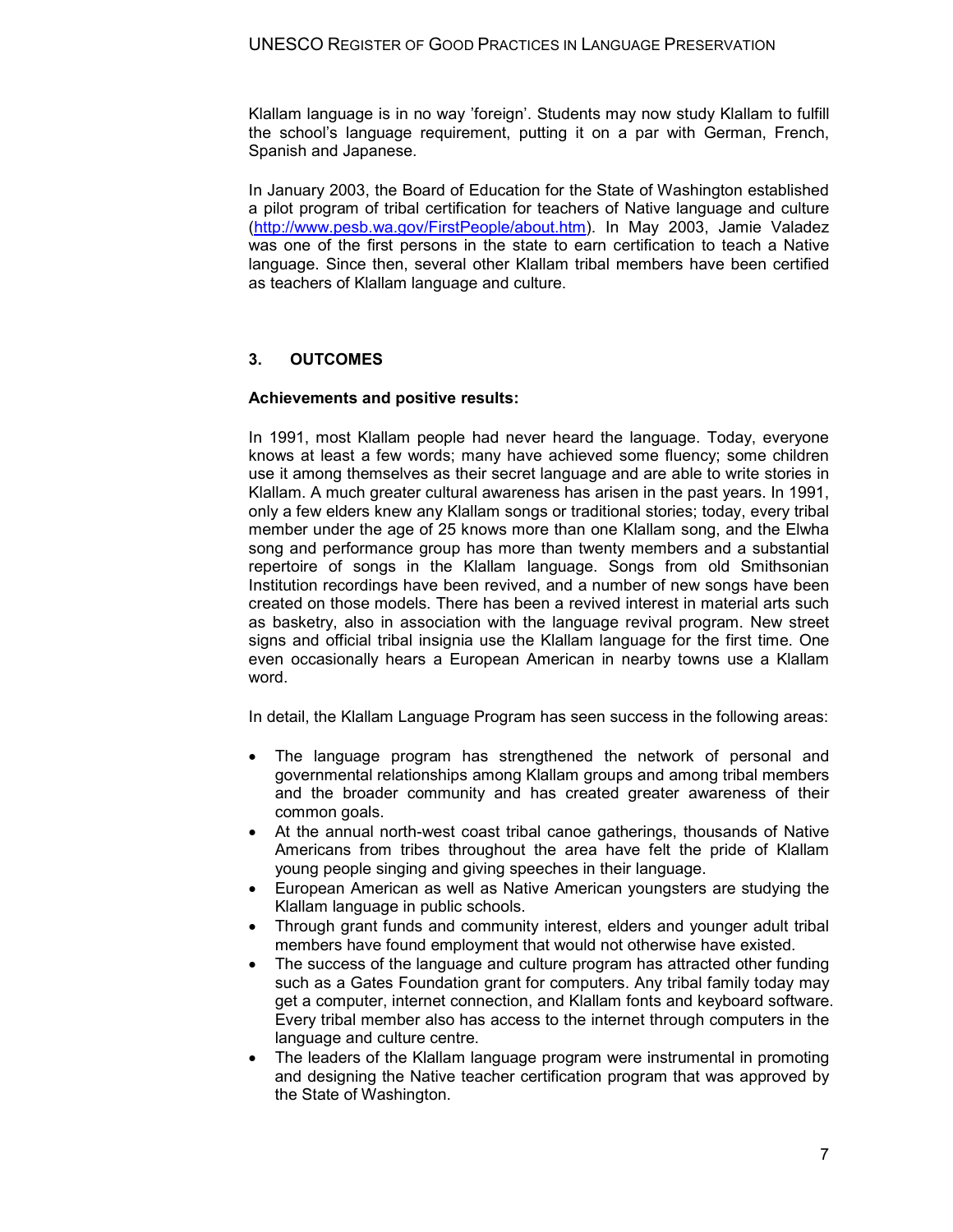Klallam language is in no way 'foreign'. Students may now study Klallam to fulfill the school's language requirement, putting it on a par with German, French, Spanish and Japanese.

In January 2003, the Board of Education for the State of Washington established a pilot program of tribal certification for teachers of Native language and culture (http://www.pesb.wa.gov/FirstPeople/about.htm). In May 2003, Jamie Valadez was one of the first persons in the state to earn certification to teach a Native language. Since then, several other Klallam tribal members have been certified as teachers of Klallam language and culture.

## 3. OUTCOMES

**Achievements and positive results:**

In 1991, most Klallam people had never heard the language. Today, everyone knows at least a few words; many have achieved some fluency; some children use it among themselves as their secret language and are able to write stories in Klallam. A much greater cultural awareness has arisen in the past years. In 1991, only a few elders knew any Klallam songs or traditional stories; today, every tribal member under the age of 25 knows more than one Klallam song, and the Elwha song and performance group has more than twenty members and a substantial repertoire of songs in the Klallam language. Songs from old Smithsonian Institution recordings have been revived, and a number of new songs have been created on those models. There has been a revived interest in material arts such as basketry, also in association with the language revival program. New street signs and official tribal insignia use the Klallam language for the first time. One even occasionally hears a European American in nearby towns use a Klallam word.

In detail, the Klallam Language Program has seen success in the following areas:

- The language program has strengthened the network of personal and governmental relationships among Klallam groups and among tribal members and the broader community and has created greater awareness of their common goals.
- At the annual north-west coast tribal canoe gatherings, thousands of Native Americans from tribes throughout the area have felt the pride of Klallam young people singing and giving speeches in their language.
- European American as well as Native American youngsters are studying the Klallam language in public schools.
- Through grant funds and community interest, elders and younger adult tribal members have found employment that would not otherwise have existed.
- The success of the language and culture program has attracted other funding such as a Gates Foundation grant for computers. Any tribal family today may get a computer, internet connection, and Klallam fonts and keyboard software. Every tribal member also has access to the internet through computers in the language and culture centre.
- The leaders of the Klallam language program were instrumental in promoting and designing the Native teacher certification program that was approved by the State of Washington.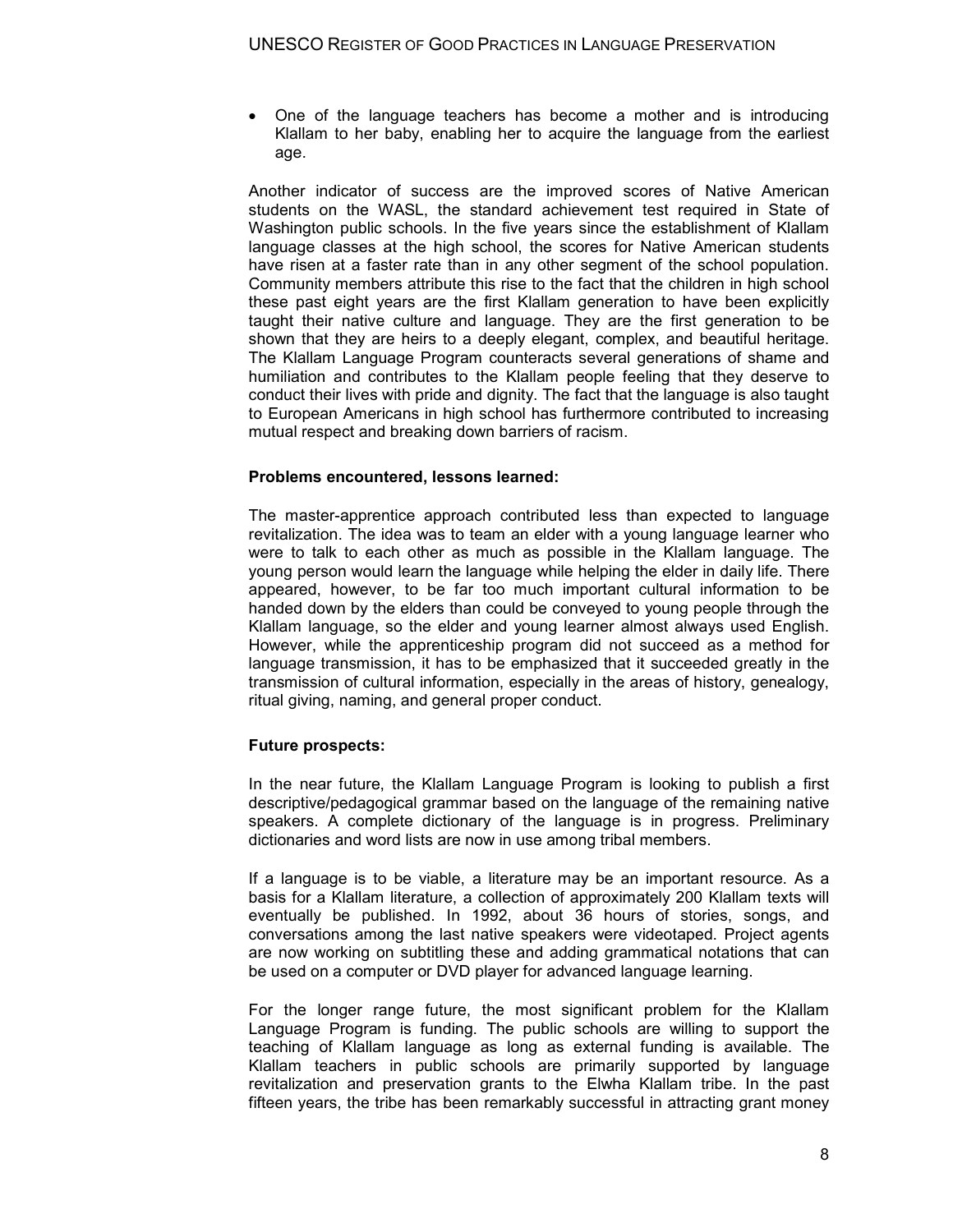- One of the language teachers has become a mother and is introducing Klallam to her baby, enabling her to acquire the language from the earliest age.

Another indicator of success are the improved scores of Native American students on the WASL, the standard achievement test required in State of Washington public schools. In the five years since the establishment of Klallam language classes at the high school, the scores for Native American students have risen at a faster rate than in any other segment of the school population. Community members attribute this rise to the fact that the children in high school these past eight years are the first Klallam generation to have been explicitly taught their native culture and language. They are the first generation to be shown that they are heirs to a deeply elegant, complex, and beautiful heritage. The Klallam Language Program counteracts several generations of shame and humiliation and contributes to the Klallam people feeling that they deserve to conduct their lives with pride and dignity. The fact that the language is also taught to European Americans in high school has furthermore contributed to increasing mutual respect and breaking down barriers of racism.

**Problems encountered, lessons learned:**

The master-apprentice approach contributed less than expected to language revitalization. The idea was to team an elder with a young language learner who were to talk to each other as much as possible in the Klallam language. The young person would learn the language while helping the elder in daily life. There appeared, however, to be far too much important cultural information to be handed down by the elders than could be conveyed to young people through the Klallam language, so the elder and young learner almost always used English. However, while the apprenticeship program did not succeed as a method for language transmission, it has to be emphasized that it succeeded greatly in the transmission of cultural information, especially in the areas of history, genealogy, ritual giving, naming, and general proper conduct.

**Future prospects:**

In the near future, the Klallam Language Program is looking to publish a first descriptive/pedagogical grammar based on the language of the remaining native speakers. A complete dictionary of the language is in progress. Preliminary dictionaries and word lists are now in use among tribal members.

If a language is to be viable, a literature may be an important resource. As a basis for a Klallam literature, a collection of approximately 200 Klallam texts will eventually be published. In 1992, about 36 hours of stories, songs, and conversations among the last native speakers were videotaped. Project agents are now working on subtitling these and adding grammatical notations that can be used on a computer or DVD player for advanced language learning.

For the longer range future, the most significant problem for the Klallam Language Program is funding. The public schools are willing to support the teaching of Klallam language as long as external funding is available. The Klallam teachers in public schools are primarily supported by language revitalization and preservation grants to the Elwha Klallam tribe. In the past fifteen years, the tribe has been remarkably successful in attracting grant money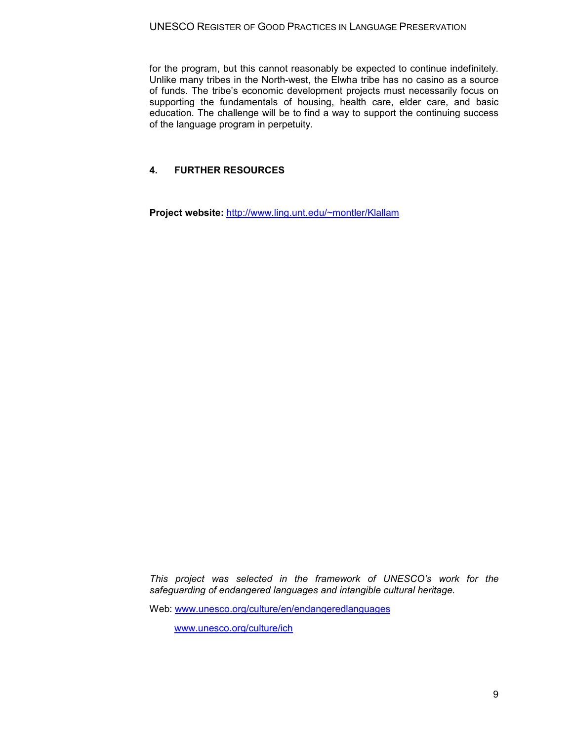for the program, but this cannot reasonably be expected to continue indefinitely. Unlike many tribes in the North-west, the Elwha tribe has no casino as a source of funds. The tribe's economic development projects must necessarily focus on supporting the fundamentals of housing, health care, elder care, and basic education. The challenge will be to find a way to support the continuing success of the language program in perpetuity.

## 4. FURTHER RESOURCES

**Project website:** http://www.ling.unt.edu/~montler/Klallam

*This project was selected in the framework of UNESCO's work for the safeguarding of endangered languages and intangible cultural heritage.*

Web: www.unesco.org/culture/en/endangeredlanguages

www.unesco.org/culture/ich